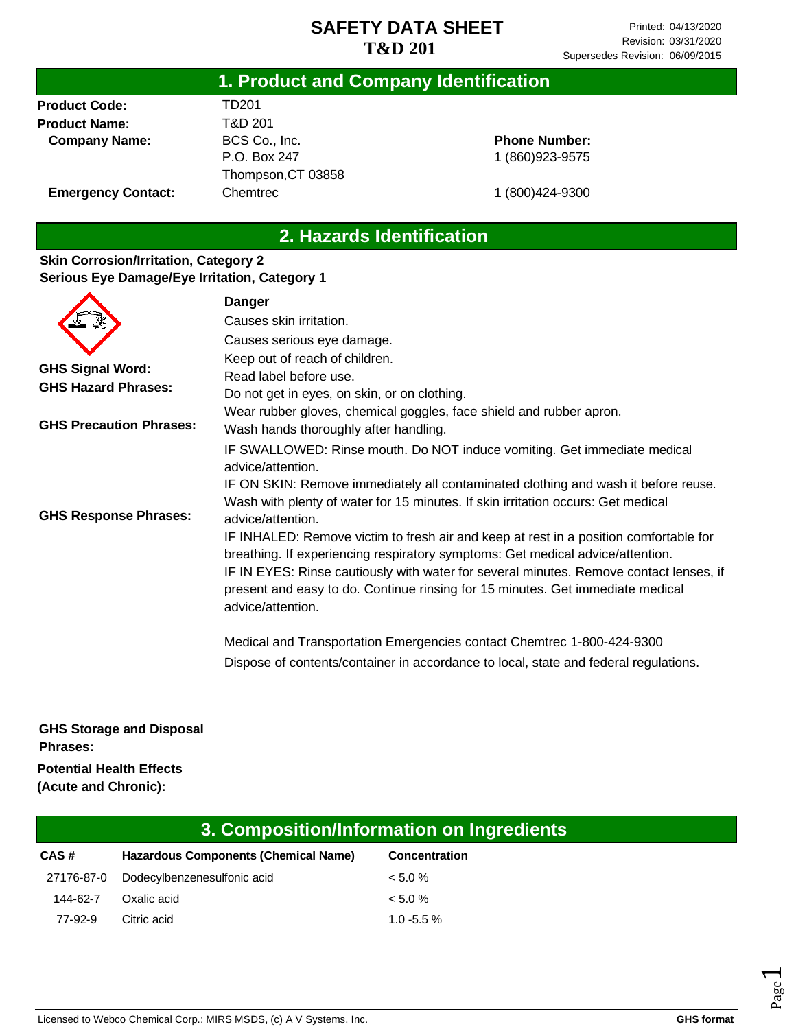# SAFETY DATA SHEET
## T&D 201

Printed: 04/13/2020
Revision: 03/31/2020
Supersedes Revision: 06/09/2015

## 1. Product and Company Identification

**Product Code:** TD201

**Product Name:** T&D 201

**Company Name:** BCS Co., Inc.
P.O. Box 247
Thompson,CT 03858

**Phone Number:** 1 (860)923-9575

**Emergency Contact:** Chemtrec 1 (800)424-9300

## 2. Hazards Identification

**Skin Corrosion/Irritation, Category 2**
**Serious Eye Damage/Eye Irritation, Category 1**

**GHS Signal Word:** Danger

**GHS Hazard Phrases:**
Causes skin irritation.
Causes serious eye damage.

**GHS Precaution Phrases:**
Keep out of reach of children.
Read label before use.
Do not get in eyes, on skin, or on clothing.
Wear rubber gloves, chemical goggles, face shield and rubber apron.
Wash hands thoroughly after handling.

**GHS Response Phrases:**
IF SWALLOWED: Rinse mouth. Do NOT induce vomiting. Get immediate medical advice/attention.
IF ON SKIN: Remove immediately all contaminated clothing and wash it before reuse. Wash with plenty of water for 15 minutes. If skin irritation occurs: Get medical advice/attention.
IF INHALED: Remove victim to fresh air and keep at rest in a position comfortable for breathing. If experiencing respiratory symptoms: Get medical advice/attention.
IF IN EYES: Rinse cautiously with water for several minutes. Remove contact lenses, if present and easy to do. Continue rinsing for 15 minutes. Get immediate medical advice/attention.

Medical and Transportation Emergencies contact Chemtrec 1-800-424-9300

**GHS Storage and Disposal Phrases:**
Dispose of contents/container in accordance to local, state and federal regulations.

**Potential Health Effects (Acute and Chronic):**

## 3. Composition/Information on Ingredients

| CAS # | Hazardous Components (Chemical Name) | Concentration |
|---|---|---|
| 27176-87-0 | Dodecylbenzenesulfonic acid | < 5.0 % |
| 144-62-7 | Oxalic acid | < 5.0 % |
| 77-92-9 | Citric acid | 1.0 -5.5 % |

Licensed to Webco Chemical Corp.: MIRS MSDS, (c) A V Systems, Inc. GHS format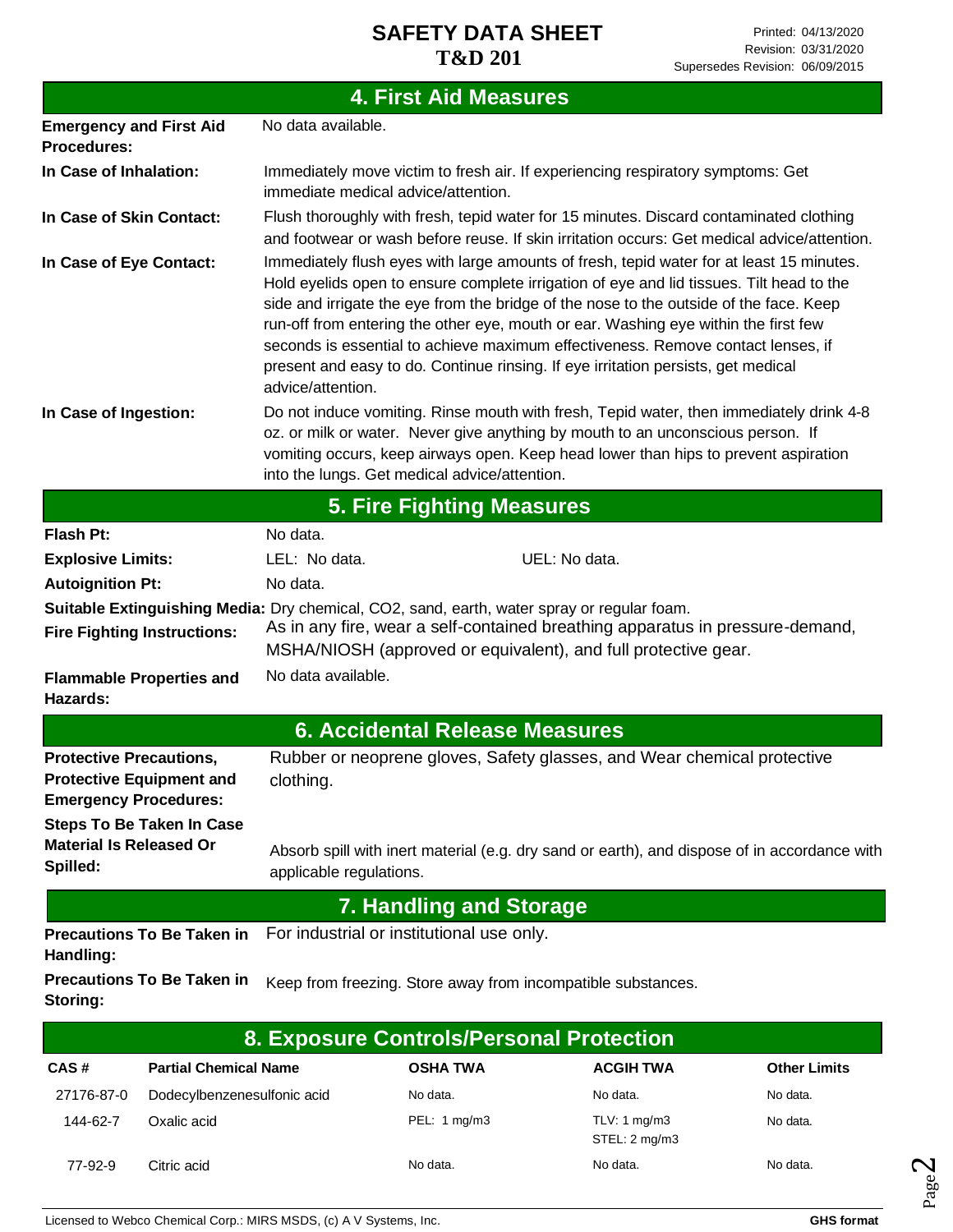## 4. First Aid Measures

**Emergency and First Aid Procedures:** No data available.

**In Case of Inhalation:** Immediately move victim to fresh air. If experiencing respiratory symptoms: Get immediate medical advice/attention.

**In Case of Skin Contact:** Flush thoroughly with fresh, tepid water for 15 minutes. Discard contaminated clothing and footwear or wash before reuse. If skin irritation occurs: Get medical advice/attention.

**In Case of Eye Contact:** Immediately flush eyes with large amounts of fresh, tepid water for at least 15 minutes. Hold eyelids open to ensure complete irrigation of eye and lid tissues. Tilt head to the side and irrigate the eye from the bridge of the nose to the outside of the face. Keep run-off from entering the other eye, mouth or ear. Washing eye within the first few seconds is essential to achieve maximum effectiveness. Remove contact lenses, if present and easy to do. Continue rinsing. If eye irritation persists, get medical advice/attention.

**In Case of Ingestion:** Do not induce vomiting. Rinse mouth with fresh, Tepid water, then immediately drink 4-8 oz. or milk or water. Never give anything by mouth to an unconscious person. If vomiting occurs, keep airways open. Keep head lower than hips to prevent aspiration into the lungs. Get medical advice/attention.

## 5. Fire Fighting Measures

**Flash Pt:** No data.

**Explosive Limits:** LEL: No data. UEL: No data.

**Autoignition Pt:** No data.

**Suitable Extinguishing Media:** Dry chemical, CO2, sand, earth, water spray or regular foam.

**Fire Fighting Instructions:** As in any fire, wear a self-contained breathing apparatus in pressure-demand, MSHA/NIOSH (approved or equivalent), and full protective gear.

**Flammable Properties and Hazards:** No data available.

## 6. Accidental Release Measures

**Protective Precautions, Protective Equipment and Emergency Procedures:** Rubber or neoprene gloves, Safety glasses, and Wear chemical protective clothing.

**Steps To Be Taken In Case Material Is Released Or Spilled:** Absorb spill with inert material (e.g. dry sand or earth), and dispose of in accordance with applicable regulations.

## 7. Handling and Storage

**Precautions To Be Taken in Handling:** For industrial or institutional use only.

**Precautions To Be Taken in Storing:** Keep from freezing. Store away from incompatible substances.

## 8. Exposure Controls/Personal Protection

| CAS # | Partial Chemical Name | OSHA TWA | ACGIH TWA | Other Limits |
|---|---|---|---|---|
| 27176-87-0 | Dodecylbenzenesulfonic acid | No data. | No data. | No data. |
| 144-62-7 | Oxalic acid | PEL: 1 mg/m3 | TLV: 1 mg/m3<br>STEL: 2 mg/m3 | No data. |
| 77-92-9 | Citric acid | No data. | No data. | No data. |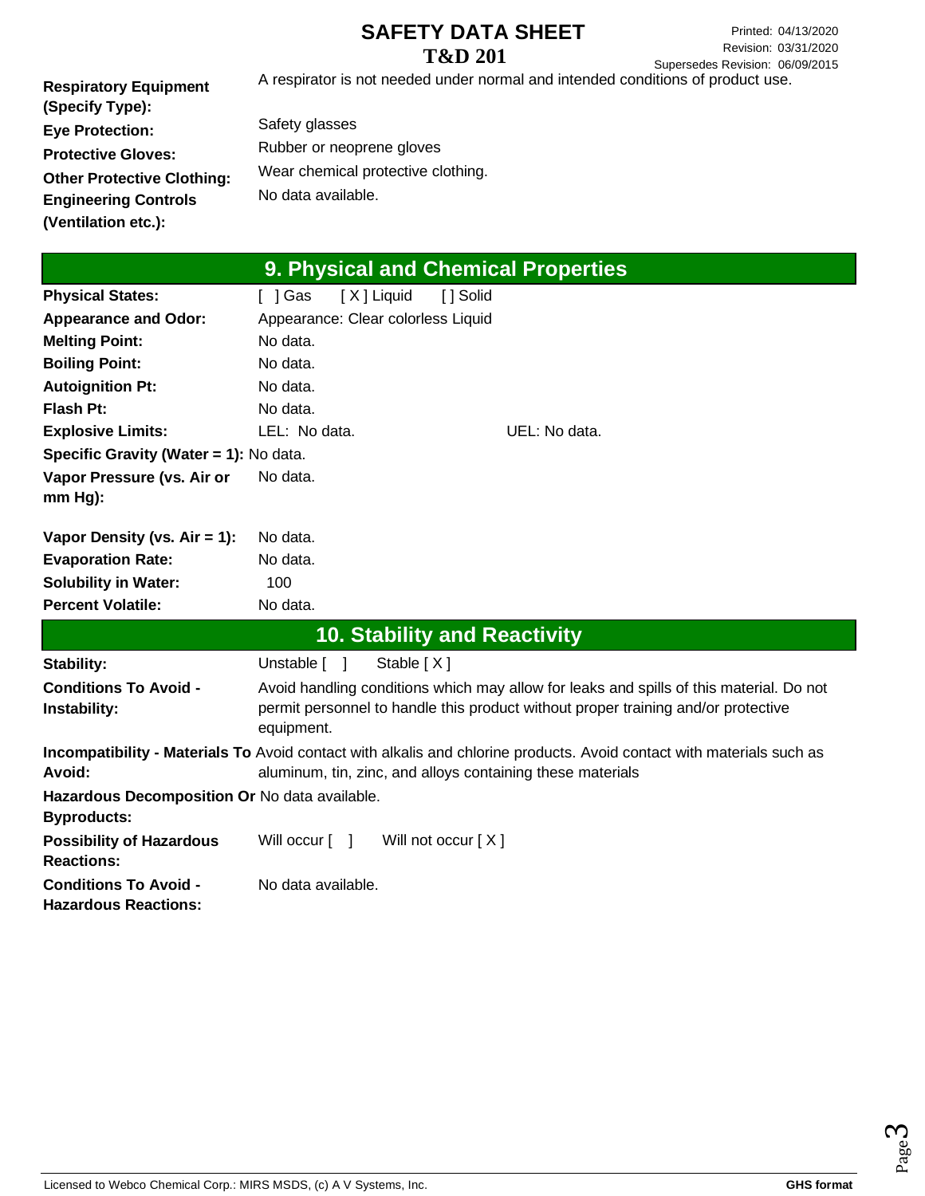| | |
|---|---|
| **Respiratory Equipment (Specify Type):** | A respirator is not needed under normal and intended conditions of product use. |
| **Eye Protection:** | Safety glasses |
| **Protective Gloves:** | Rubber or neoprene gloves |
| **Other Protective Clothing:** | Wear chemical protective clothing. |
| **Engineering Controls (Ventilation etc.):** | No data available. |

## 9. Physical and Chemical Properties

| | | |
|---|---|---|
| **Physical States:** | [ ] Gas [ X ] Liquid [ ] Solid | |
| **Appearance and Odor:** | Appearance: Clear colorless Liquid | |
| **Melting Point:** | No data. | |
| **Boiling Point:** | No data. | |
| **Autoignition Pt:** | No data. | |
| **Flash Pt:** | No data. | |
| **Explosive Limits:** | LEL: No data. | UEL: No data. |
| **Specific Gravity (Water = 1):** | No data. | |
| **Vapor Pressure (vs. Air or mm Hg):** | No data. | |
| **Vapor Density (vs. Air = 1):** | No data. | |
| **Evaporation Rate:** | No data. | |
| **Solubility in Water:** | 100 | |
| **Percent Volatile:** | No data. | |

## 10. Stability and Reactivity

| | |
|---|---|
| **Stability:** | Unstable [ ] Stable [ X ] |
| **Conditions To Avoid - Instability:** | Avoid handling conditions which may allow for leaks and spills of this material. Do not permit personnel to handle this product without proper training and/or protective equipment. |
| **Incompatibility - Materials To Avoid:** | Avoid contact with alkalis and chlorine products. Avoid contact with materials such as aluminum, tin, zinc, and alloys containing these materials |
| **Hazardous Decomposition Or Byproducts:** | No data available. |
| **Possibility of Hazardous Reactions:** | Will occur [ ] Will not occur [ X ] |
| **Conditions To Avoid - Hazardous Reactions:** | No data available. |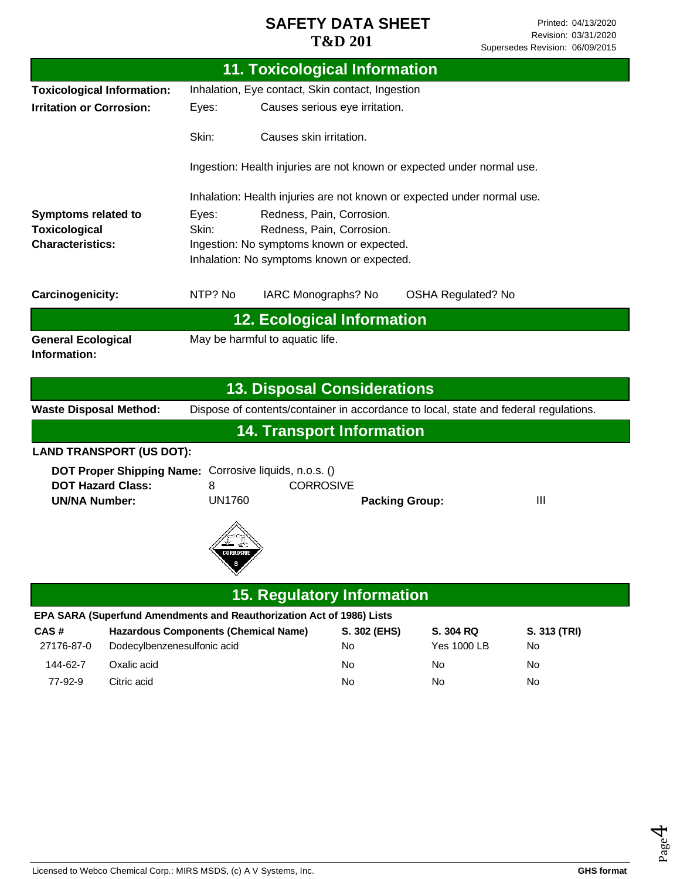## 11. Toxicological Information

**Toxicological Information:** Inhalation, Eye contact, Skin contact, Ingestion

**Irritation or Corrosion:**
Eyes: Causes serious eye irritation.

Skin: Causes skin irritation.

Ingestion: Health injuries are not known or expected under normal use.

Inhalation: Health injuries are not known or expected under normal use.

**Symptoms related to Toxicological Characteristics:**
Eyes: Redness, Pain, Corrosion.
Skin: Redness, Pain, Corrosion.
Ingestion: No symptoms known or expected.
Inhalation: No symptoms known or expected.

**Carcinogenicity:** NTP? No IARC Monographs? No OSHA Regulated? No

## 12. Ecological Information

**General Ecological Information:** May be harmful to aquatic life.

## 13. Disposal Considerations

**Waste Disposal Method:** Dispose of contents/container in accordance to local, state and federal regulations.

## 14. Transport Information

**LAND TRANSPORT (US DOT):**

**DOT Proper Shipping Name:** Corrosive liquids, n.o.s. ()
**DOT Hazard Class:** 8 CORROSIVE
**UN/NA Number:** UN1760 **Packing Group:** III

## 15. Regulatory Information

**EPA SARA (Superfund Amendments and Reauthorization Act of 1986) Lists**

| CAS # | Hazardous Components (Chemical Name) | S. 302 (EHS) | S. 304 RQ | S. 313 (TRI) |
|---|---|---|---|---|
| 27176-87-0 | Dodecylbenzenesulfonic acid | No | Yes 1000 LB | No |
| 144-62-7 | Oxalic acid | No | No | No |
| 77-92-9 | Citric acid | No | No | No |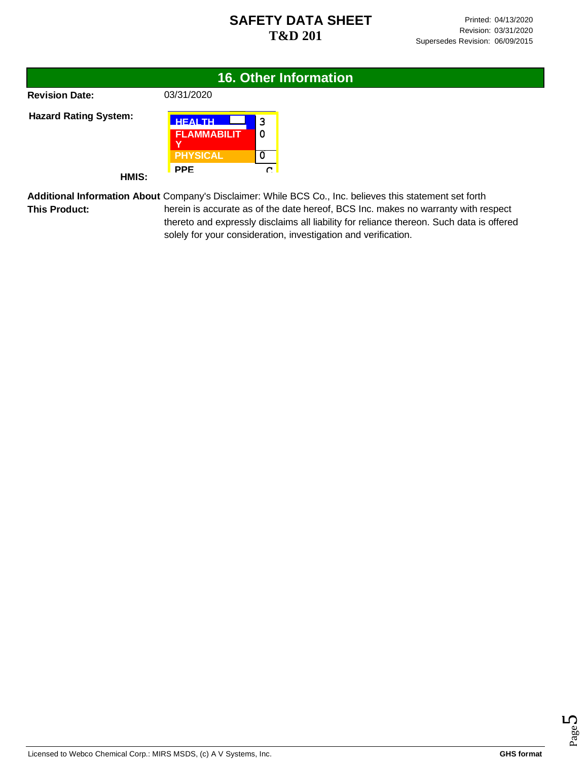## 16. Other Information

**Revision Date:** 03/31/2020

**Hazard Rating System:**

**HMIS:**

| | |
|---|---|
| HEALTH | 3 |
| FLAMMABILITY | 0 |
| PHYSICAL | 0 |
| PPE | C |

**Additional Information About This Product:** Company's Disclaimer: While BCS Co., Inc. believes this statement set forth herein is accurate as of the date hereof, BCS Inc. makes no warranty with respect thereto and expressly disclaims all liability for reliance thereon. Such data is offered solely for your consideration, investigation and verification.